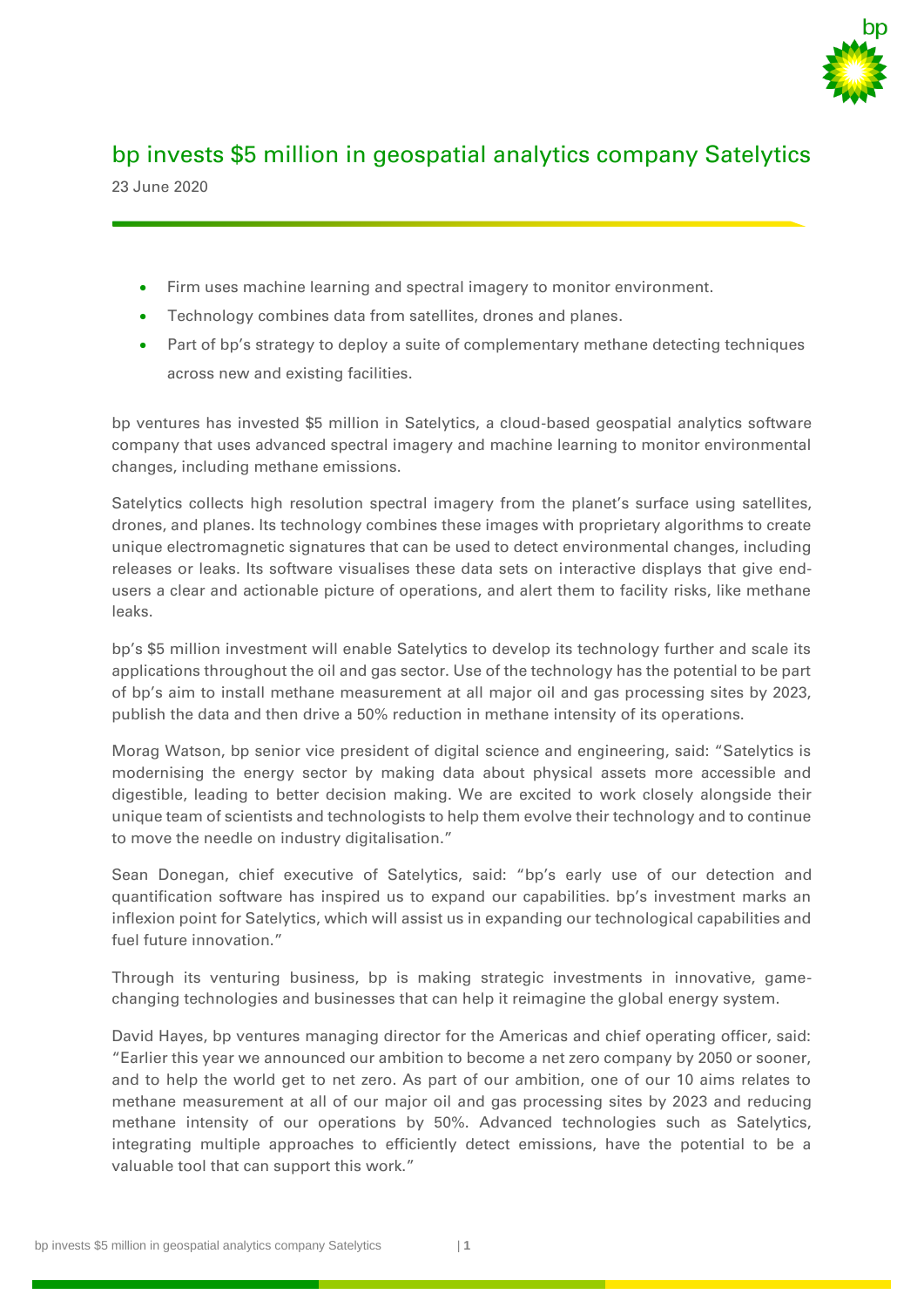# bp invests $5 million in geospatial analytics company Satelytics

23 June 2020

- Firm uses machine learning and spectral imagery to monitor environment.
- Technology combines data from satellites, drones and planes.
- Part of bp's strategy to deploy a suite of complementary methane detecting techniques across new and existing facilities.

bp ventures has invested $5 million in Satelytics, a cloud-based geospatial analytics software company that uses advanced spectral imagery and machine learning to monitor environmental changes, including methane emissions.

Satelytics collects high resolution spectral imagery from the planet's surface using satellites, drones, and planes. Its technology combines these images with proprietary algorithms to create unique electromagnetic signatures that can be used to detect environmental changes, including releases or leaks. Its software visualises these data sets on interactive displays that give end-users a clear and actionable picture of operations, and alert them to facility risks, like methane leaks.

bp's $5 million investment will enable Satelytics to develop its technology further and scale its applications throughout the oil and gas sector. Use of the technology has the potential to be part of bp's aim to install methane measurement at all major oil and gas processing sites by 2023, publish the data and then drive a 50% reduction in methane intensity of its operations.

Morag Watson, bp senior vice president of digital science and engineering, said: "Satelytics is modernising the energy sector by making data about physical assets more accessible and digestible, leading to better decision making. We are excited to work closely alongside their unique team of scientists and technologists to help them evolve their technology and to continue to move the needle on industry digitalisation."

Sean Donegan, chief executive of Satelytics, said: "bp's early use of our detection and quantification software has inspired us to expand our capabilities. bp's investment marks an inflexion point for Satelytics, which will assist us in expanding our technological capabilities and fuel future innovation."

Through its venturing business, bp is making strategic investments in innovative, game-changing technologies and businesses that can help it reimagine the global energy system.

David Hayes, bp ventures managing director for the Americas and chief operating officer, said: "Earlier this year we announced our ambition to become a net zero company by 2050 or sooner, and to help the world get to net zero. As part of our ambition, one of our 10 aims relates to methane measurement at all of our major oil and gas processing sites by 2023 and reducing methane intensity of our operations by 50%. Advanced technologies such as Satelytics, integrating multiple approaches to efficiently detect emissions, have the potential to be a valuable tool that can support this work."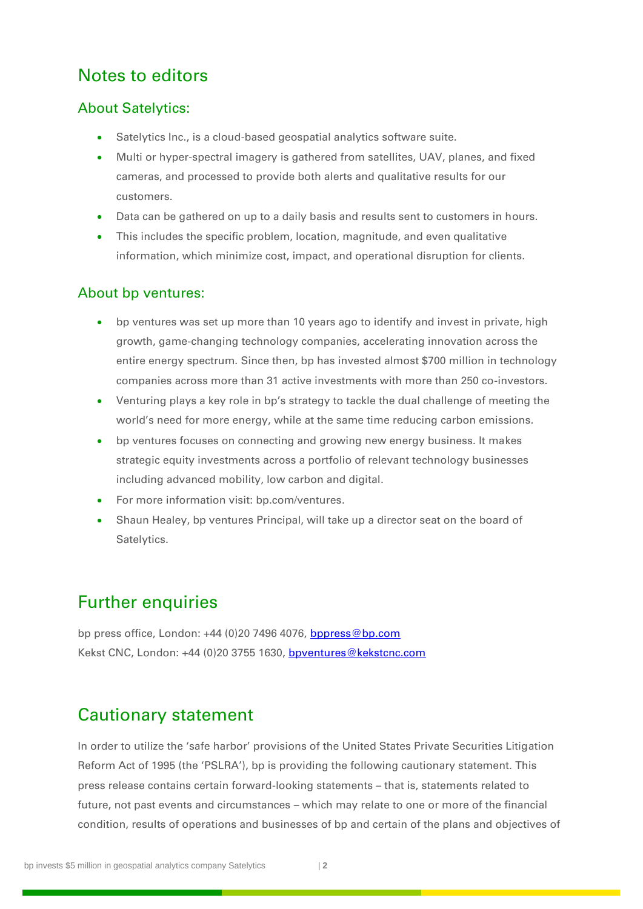## Notes to editors

### About Satelytics:

- Satelytics Inc., is a cloud-based geospatial analytics software suite.
- Multi or hyper-spectral imagery is gathered from satellites, UAV, planes, and fixed cameras, and processed to provide both alerts and qualitative results for our customers.
- Data can be gathered on up to a daily basis and results sent to customers in hours.
- This includes the specific problem, location, magnitude, and even qualitative information, which minimize cost, impact, and operational disruption for clients.

### About bp ventures:

- bp ventures was set up more than 10 years ago to identify and invest in private, high growth, game-changing technology companies, accelerating innovation across the entire energy spectrum. Since then, bp has invested almost $700 million in technology companies across more than 31 active investments with more than 250 co-investors.
- Venturing plays a key role in bp's strategy to tackle the dual challenge of meeting the world's need for more energy, while at the same time reducing carbon emissions.
- bp ventures focuses on connecting and growing new energy business. It makes strategic equity investments across a portfolio of relevant technology businesses including advanced mobility, low carbon and digital.
- For more information visit: bp.com/ventures.
- Shaun Healey, bp ventures Principal, will take up a director seat on the board of Satelytics.

## Further enquiries

bp press office, London: +44 (0)20 7496 4076, bppress@bp.com
Kekst CNC, London: +44 (0)20 3755 1630, bpventures@kekstcnc.com

## Cautionary statement

In order to utilize the 'safe harbor' provisions of the United States Private Securities Litigation Reform Act of 1995 (the 'PSLRA'), bp is providing the following cautionary statement. This press release contains certain forward-looking statements – that is, statements related to future, not past events and circumstances – which may relate to one or more of the financial condition, results of operations and businesses of bp and certain of the plans and objectives of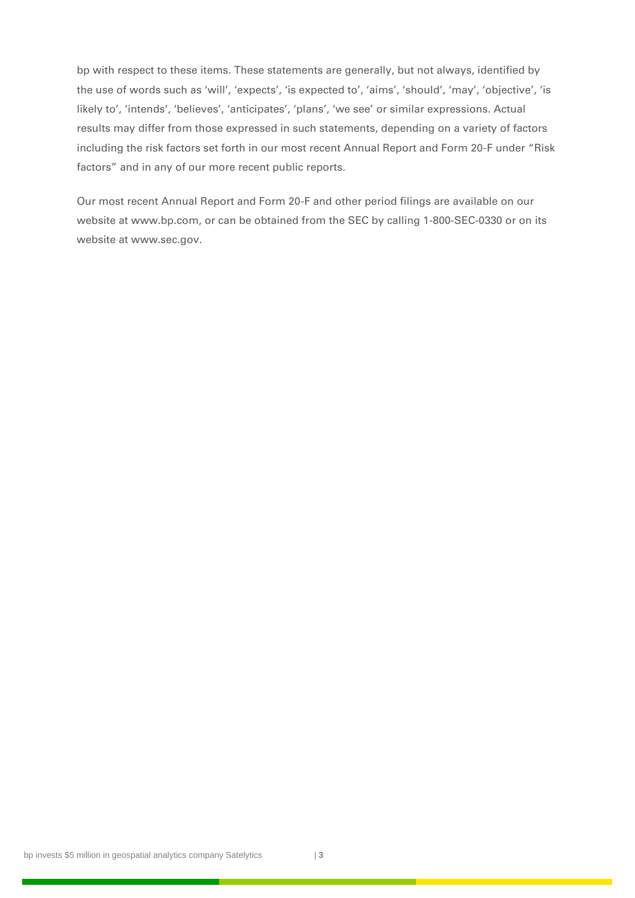bp with respect to these items. These statements are generally, but not always, identified by the use of words such as 'will', 'expects', 'is expected to', 'aims', 'should', 'may', 'objective', 'is likely to', 'intends', 'believes', 'anticipates', 'plans', 'we see' or similar expressions. Actual results may differ from those expressed in such statements, depending on a variety of factors including the risk factors set forth in our most recent Annual Report and Form 20-F under "Risk factors" and in any of our more recent public reports.

Our most recent Annual Report and Form 20-F and other period filings are available on our website at www.bp.com, or can be obtained from the SEC by calling 1-800-SEC-0330 or on its website at www.sec.gov.